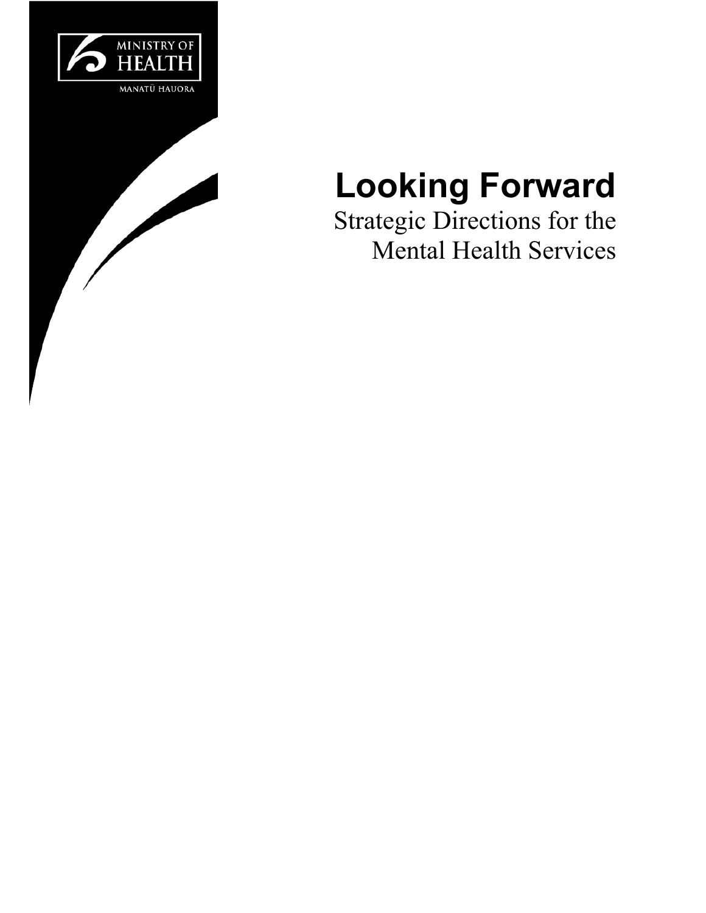MINISTRY OF HEALTH

MANATŪ HAUORA

# Looking Forward

## Strategic Directions for the Mental Health Services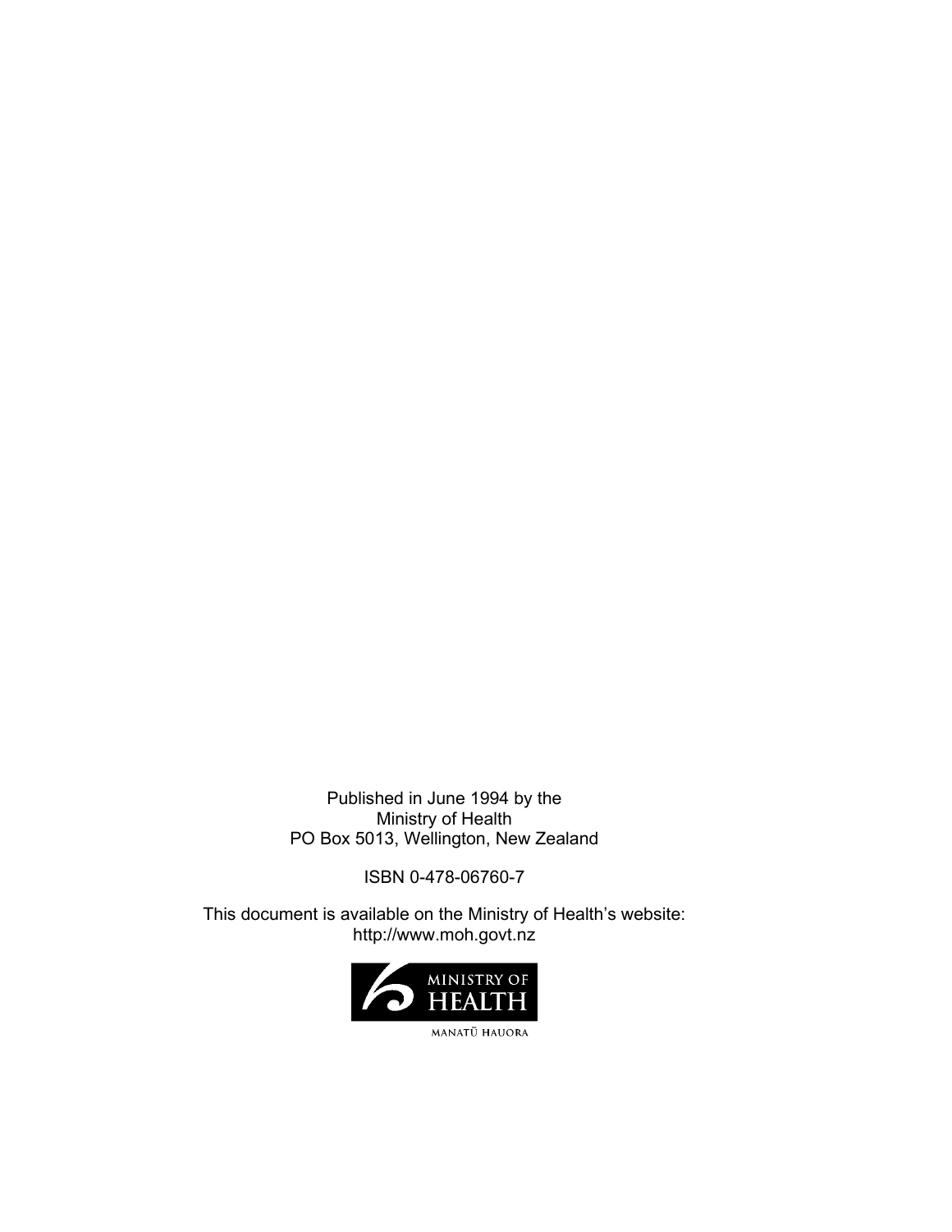Published in June 1994 by the
Ministry of Health
PO Box 5013, Wellington, New Zealand

ISBN 0-478-06760-7

This document is available on the Ministry of Health's website:
http://www.moh.govt.nz

MINISTRY OF
HEALTH

MANATŪ HAUORA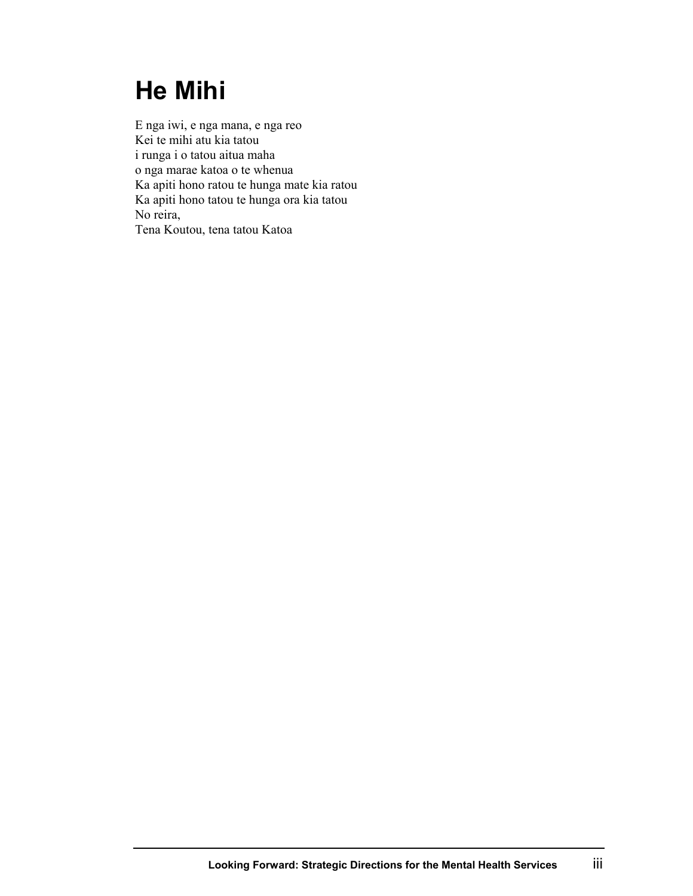# He Mihi

E nga iwi, e nga mana, e nga reo
Kei te mihi atu kia tatou
i runga i o tatou aitua maha
o nga marae katoa o te whenua
Ka apiti hono ratou te hunga mate kia ratou
Ka apiti hono tatou te hunga ora kia tatou
No reira,
Tena Koutou, tena tatou Katoa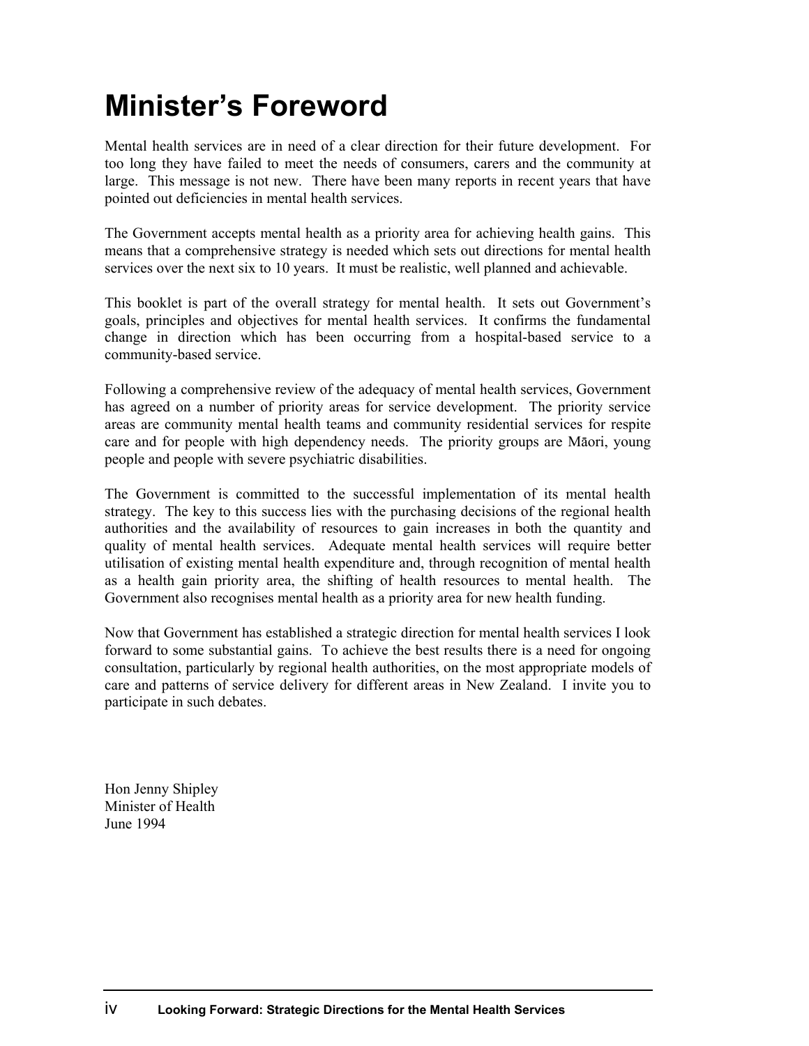# Minister's Foreword

Mental health services are in need of a clear direction for their future development. For too long they have failed to meet the needs of consumers, carers and the community at large. This message is not new. There have been many reports in recent years that have pointed out deficiencies in mental health services.

The Government accepts mental health as a priority area for achieving health gains. This means that a comprehensive strategy is needed which sets out directions for mental health services over the next six to 10 years. It must be realistic, well planned and achievable.

This booklet is part of the overall strategy for mental health. It sets out Government's goals, principles and objectives for mental health services. It confirms the fundamental change in direction which has been occurring from a hospital-based service to a community-based service.

Following a comprehensive review of the adequacy of mental health services, Government has agreed on a number of priority areas for service development. The priority service areas are community mental health teams and community residential services for respite care and for people with high dependency needs. The priority groups are Māori, young people and people with severe psychiatric disabilities.

The Government is committed to the successful implementation of its mental health strategy. The key to this success lies with the purchasing decisions of the regional health authorities and the availability of resources to gain increases in both the quantity and quality of mental health services. Adequate mental health services will require better utilisation of existing mental health expenditure and, through recognition of mental health as a health gain priority area, the shifting of health resources to mental health. The Government also recognises mental health as a priority area for new health funding.

Now that Government has established a strategic direction for mental health services I look forward to some substantial gains. To achieve the best results there is a need for ongoing consultation, particularly by regional health authorities, on the most appropriate models of care and patterns of service delivery for different areas in New Zealand. I invite you to participate in such debates.

Hon Jenny Shipley  
Minister of Health  
June 1994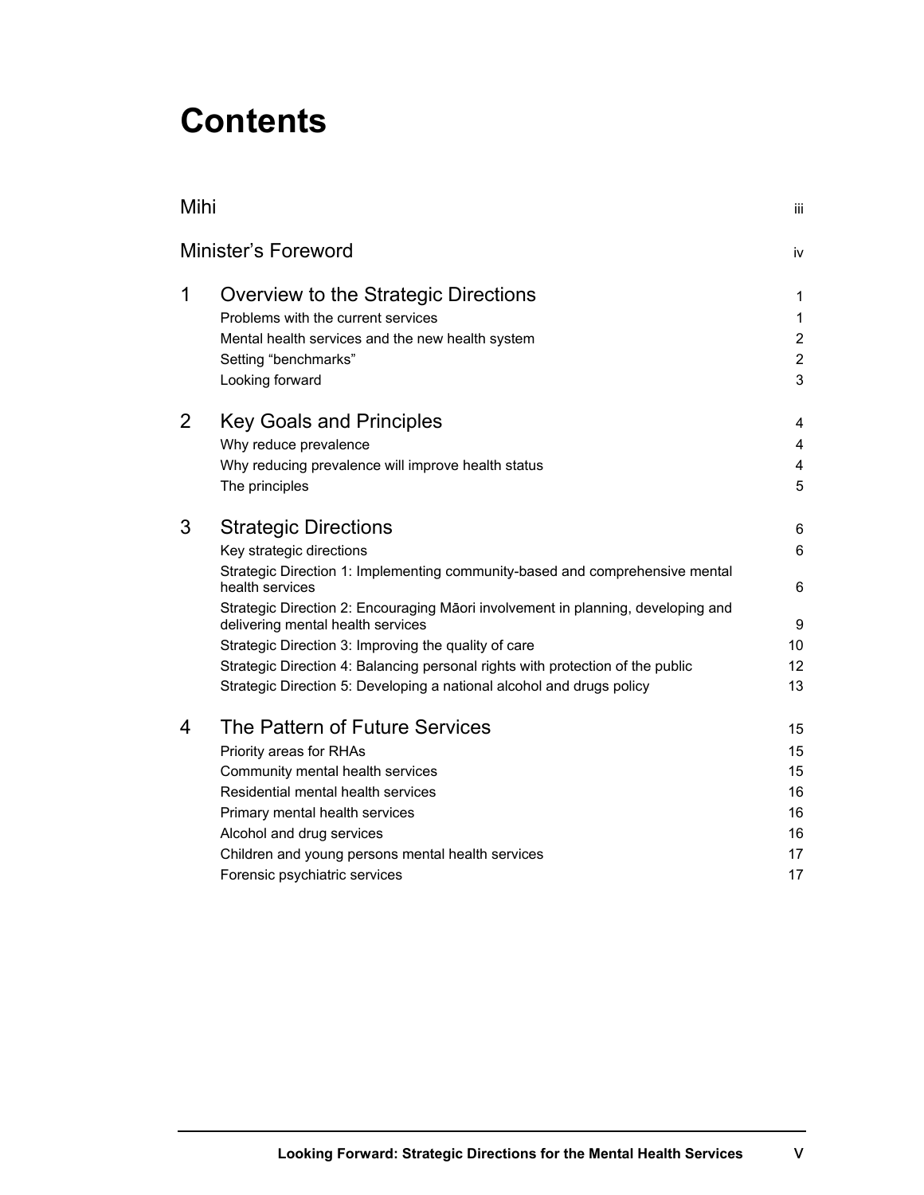# Contents

| | | |
|---|---|---|
| Mihi | | iii |
| Minister's Foreword | | iv |
| 1 | Overview to the Strategic Directions | 1 |
| | Problems with the current services | 1 |
| | Mental health services and the new health system | 2 |
| | Setting "benchmarks" | 2 |
| | Looking forward | 3 |
| 2 | Key Goals and Principles | 4 |
| | Why reduce prevalence | 4 |
| | Why reducing prevalence will improve health status | 4 |
| | The principles | 5 |
| 3 | Strategic Directions | 6 |
| | Key strategic directions | 6 |
| | Strategic Direction 1: Implementing community-based and comprehensive mental health services | 6 |
| | Strategic Direction 2: Encouraging Māori involvement in planning, developing and delivering mental health services | 9 |
| | Strategic Direction 3: Improving the quality of care | 10 |
| | Strategic Direction 4: Balancing personal rights with protection of the public | 12 |
| | Strategic Direction 5: Developing a national alcohol and drugs policy | 13 |
| 4 | The Pattern of Future Services | 15 |
| | Priority areas for RHAs | 15 |
| | Community mental health services | 15 |
| | Residential mental health services | 16 |
| | Primary mental health services | 16 |
| | Alcohol and drug services | 16 |
| | Children and young persons mental health services | 17 |
| | Forensic psychiatric services | 17 |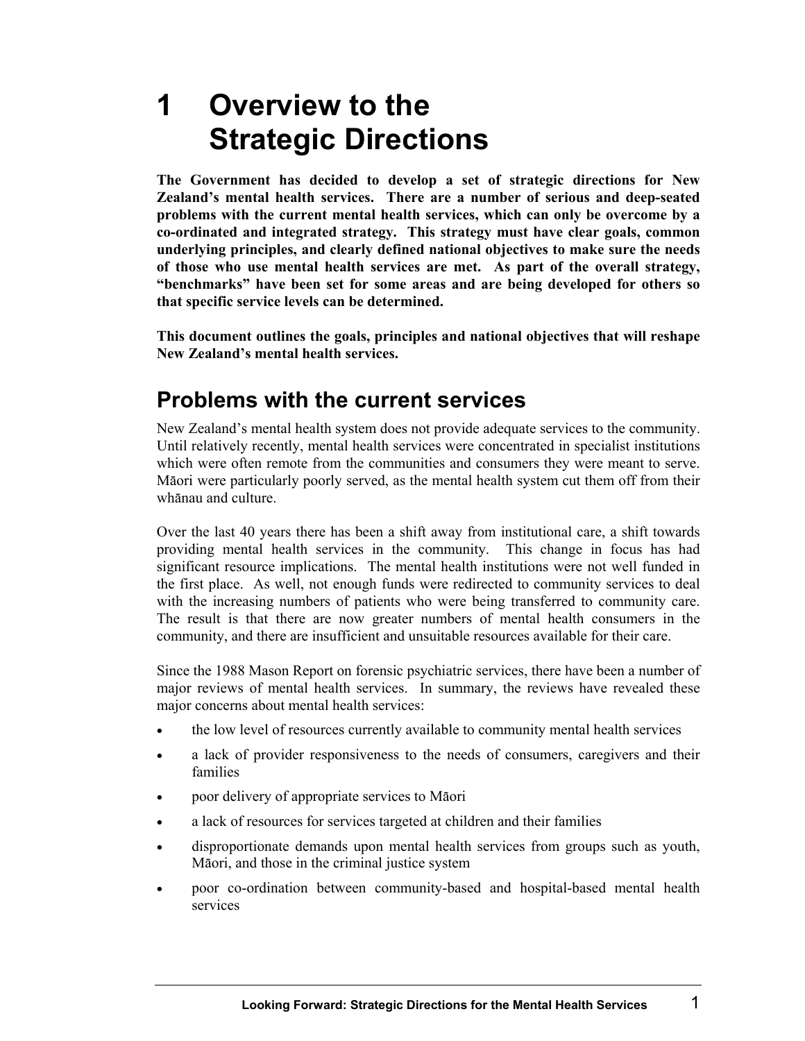# 1 Overview to the Strategic Directions

**The Government has decided to develop a set of strategic directions for New Zealand's mental health services. There are a number of serious and deep-seated problems with the current mental health services, which can only be overcome by a co-ordinated and integrated strategy. This strategy must have clear goals, common underlying principles, and clearly defined national objectives to make sure the needs of those who use mental health services are met. As part of the overall strategy, "benchmarks" have been set for some areas and are being developed for others so that specific service levels can be determined.**

**This document outlines the goals, principles and national objectives that will reshape New Zealand's mental health services.**

## Problems with the current services

New Zealand's mental health system does not provide adequate services to the community. Until relatively recently, mental health services were concentrated in specialist institutions which were often remote from the communities and consumers they were meant to serve. Māori were particularly poorly served, as the mental health system cut them off from their whānau and culture.

Over the last 40 years there has been a shift away from institutional care, a shift towards providing mental health services in the community. This change in focus has had significant resource implications. The mental health institutions were not well funded in the first place. As well, not enough funds were redirected to community services to deal with the increasing numbers of patients who were being transferred to community care. The result is that there are now greater numbers of mental health consumers in the community, and there are insufficient and unsuitable resources available for their care.

Since the 1988 Mason Report on forensic psychiatric services, there have been a number of major reviews of mental health services. In summary, the reviews have revealed these major concerns about mental health services:

- the low level of resources currently available to community mental health services
- a lack of provider responsiveness to the needs of consumers, caregivers and their families
- poor delivery of appropriate services to Māori
- a lack of resources for services targeted at children and their families
- disproportionate demands upon mental health services from groups such as youth, Māori, and those in the criminal justice system
- poor co-ordination between community-based and hospital-based mental health services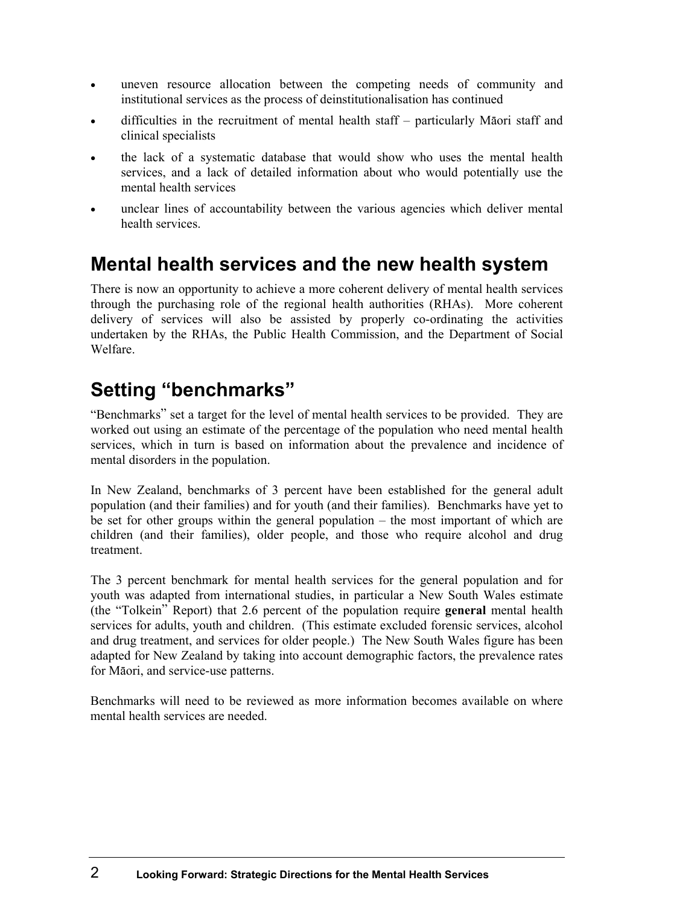- uneven resource allocation between the competing needs of community and institutional services as the process of deinstitutionalisation has continued
- difficulties in the recruitment of mental health staff – particularly Māori staff and clinical specialists
- the lack of a systematic database that would show who uses the mental health services, and a lack of detailed information about who would potentially use the mental health services
- unclear lines of accountability between the various agencies which deliver mental health services.

## Mental health services and the new health system

There is now an opportunity to achieve a more coherent delivery of mental health services through the purchasing role of the regional health authorities (RHAs). More coherent delivery of services will also be assisted by properly co-ordinating the activities undertaken by the RHAs, the Public Health Commission, and the Department of Social Welfare.

## Setting "benchmarks"

"Benchmarks" set a target for the level of mental health services to be provided. They are worked out using an estimate of the percentage of the population who need mental health services, which in turn is based on information about the prevalence and incidence of mental disorders in the population.

In New Zealand, benchmarks of 3 percent have been established for the general adult population (and their families) and for youth (and their families). Benchmarks have yet to be set for other groups within the general population – the most important of which are children (and their families), older people, and those who require alcohol and drug treatment.

The 3 percent benchmark for mental health services for the general population and for youth was adapted from international studies, in particular a New South Wales estimate (the "Tolkein" Report) that 2.6 percent of the population require **general** mental health services for adults, youth and children. (This estimate excluded forensic services, alcohol and drug treatment, and services for older people.) The New South Wales figure has been adapted for New Zealand by taking into account demographic factors, the prevalence rates for Māori, and service-use patterns.

Benchmarks will need to be reviewed as more information becomes available on where mental health services are needed.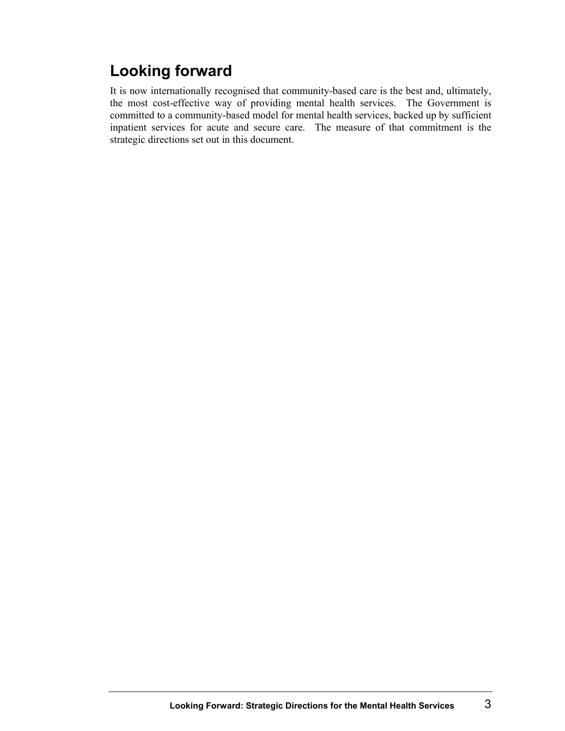## Looking forward

It is now internationally recognised that community-based care is the best and, ultimately, the most cost-effective way of providing mental health services. The Government is committed to a community-based model for mental health services, backed up by sufficient inpatient services for acute and secure care. The measure of that commitment is the strategic directions set out in this document.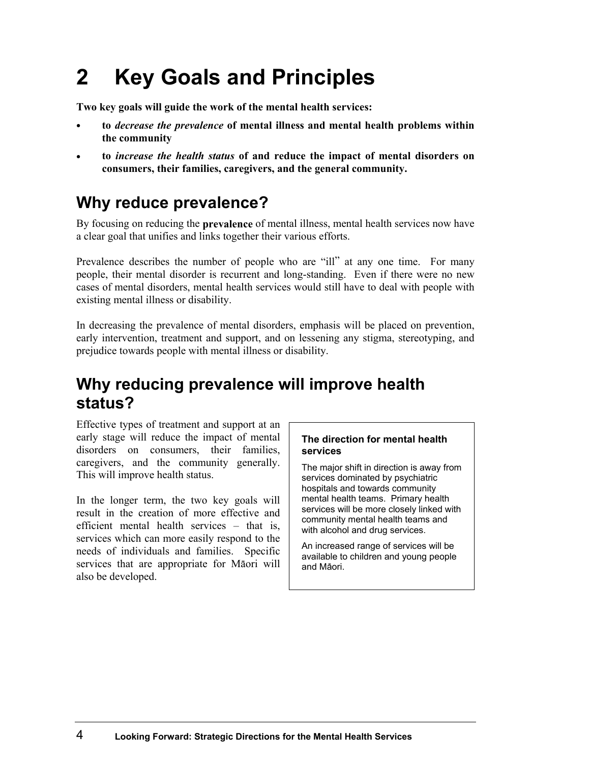# 2 Key Goals and Principles

**Two key goals will guide the work of the mental health services:**

- **to *decrease the prevalence* of mental illness and mental health problems within the community**
- **to *increase the health status* of and reduce the impact of mental disorders on consumers, their families, caregivers, and the general community.**

## Why reduce prevalence?

By focusing on reducing the **prevalence** of mental illness, mental health services now have a clear goal that unifies and links together their various efforts.

Prevalence describes the number of people who are "ill" at any one time. For many people, their mental disorder is recurrent and long-standing. Even if there were no new cases of mental disorders, mental health services would still have to deal with people with existing mental illness or disability.

In decreasing the prevalence of mental disorders, emphasis will be placed on prevention, early intervention, treatment and support, and on lessening any stigma, stereotyping, and prejudice towards people with mental illness or disability.

## Why reducing prevalence will improve health status?

Effective types of treatment and support at an early stage will reduce the impact of mental disorders on consumers, their families, caregivers, and the community generally. This will improve health status.

In the longer term, the two key goals will result in the creation of more effective and efficient mental health services – that is, services which can more easily respond to the needs of individuals and families. Specific services that are appropriate for Māori will also be developed.

**The direction for mental health services**

The major shift in direction is away from services dominated by psychiatric hospitals and towards community mental health teams. Primary health services will be more closely linked with community mental health teams and with alcohol and drug services.

An increased range of services will be available to children and young people and Māori.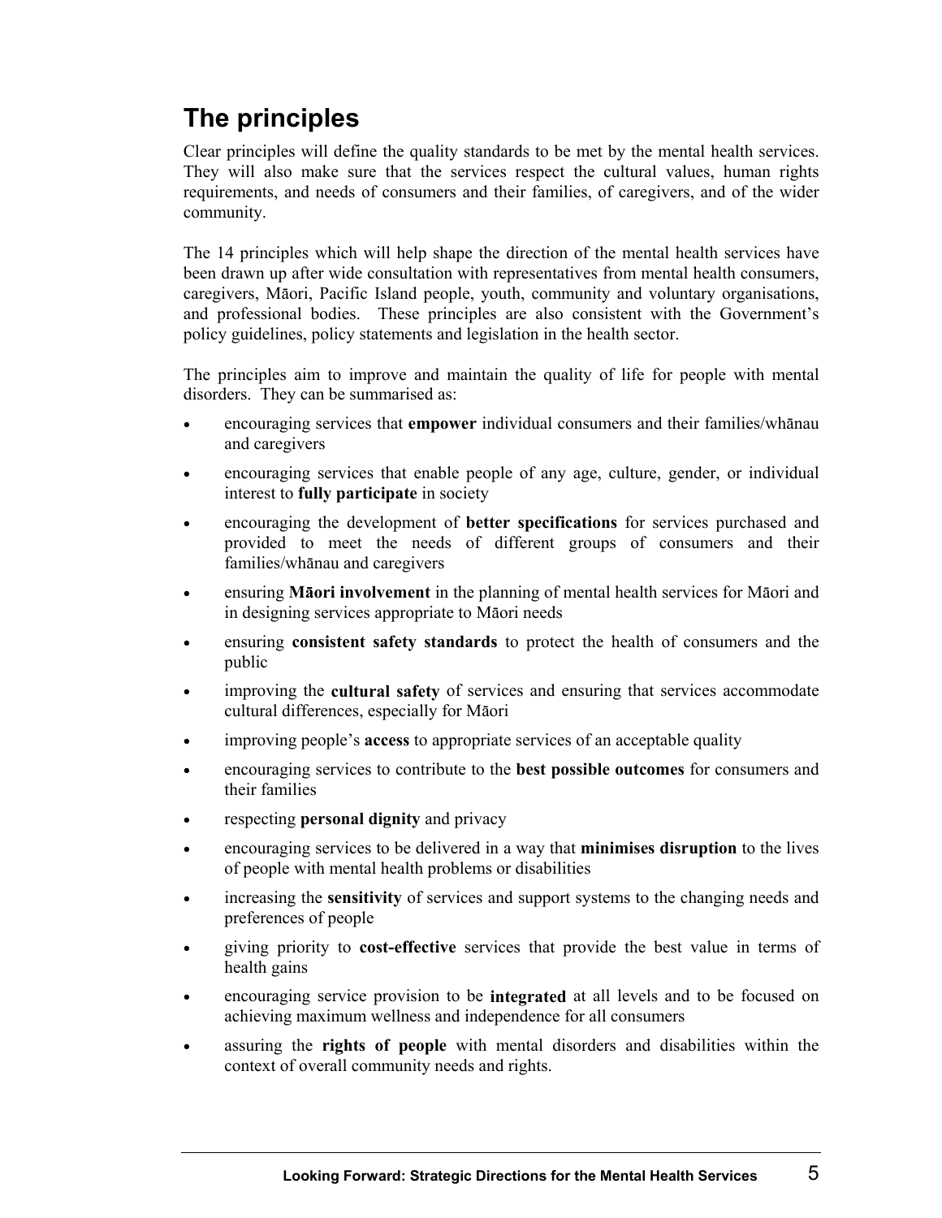## The principles

Clear principles will define the quality standards to be met by the mental health services. They will also make sure that the services respect the cultural values, human rights requirements, and needs of consumers and their families, of caregivers, and of the wider community.

The 14 principles which will help shape the direction of the mental health services have been drawn up after wide consultation with representatives from mental health consumers, caregivers, Māori, Pacific Island people, youth, community and voluntary organisations, and professional bodies. These principles are also consistent with the Government's policy guidelines, policy statements and legislation in the health sector.

The principles aim to improve and maintain the quality of life for people with mental disorders. They can be summarised as:

- encouraging services that **empower** individual consumers and their families/whānau and caregivers
- encouraging services that enable people of any age, culture, gender, or individual interest to **fully participate** in society
- encouraging the development of **better specifications** for services purchased and provided to meet the needs of different groups of consumers and their families/whānau and caregivers
- ensuring **Māori involvement** in the planning of mental health services for Māori and in designing services appropriate to Māori needs
- ensuring **consistent safety standards** to protect the health of consumers and the public
- improving the **cultural safety** of services and ensuring that services accommodate cultural differences, especially for Māori
- improving people's **access** to appropriate services of an acceptable quality
- encouraging services to contribute to the **best possible outcomes** for consumers and their families
- respecting **personal dignity** and privacy
- encouraging services to be delivered in a way that **minimises disruption** to the lives of people with mental health problems or disabilities
- increasing the **sensitivity** of services and support systems to the changing needs and preferences of people
- giving priority to **cost-effective** services that provide the best value in terms of health gains
- encouraging service provision to be **integrated** at all levels and to be focused on achieving maximum wellness and independence for all consumers
- assuring the **rights of people** with mental disorders and disabilities within the context of overall community needs and rights.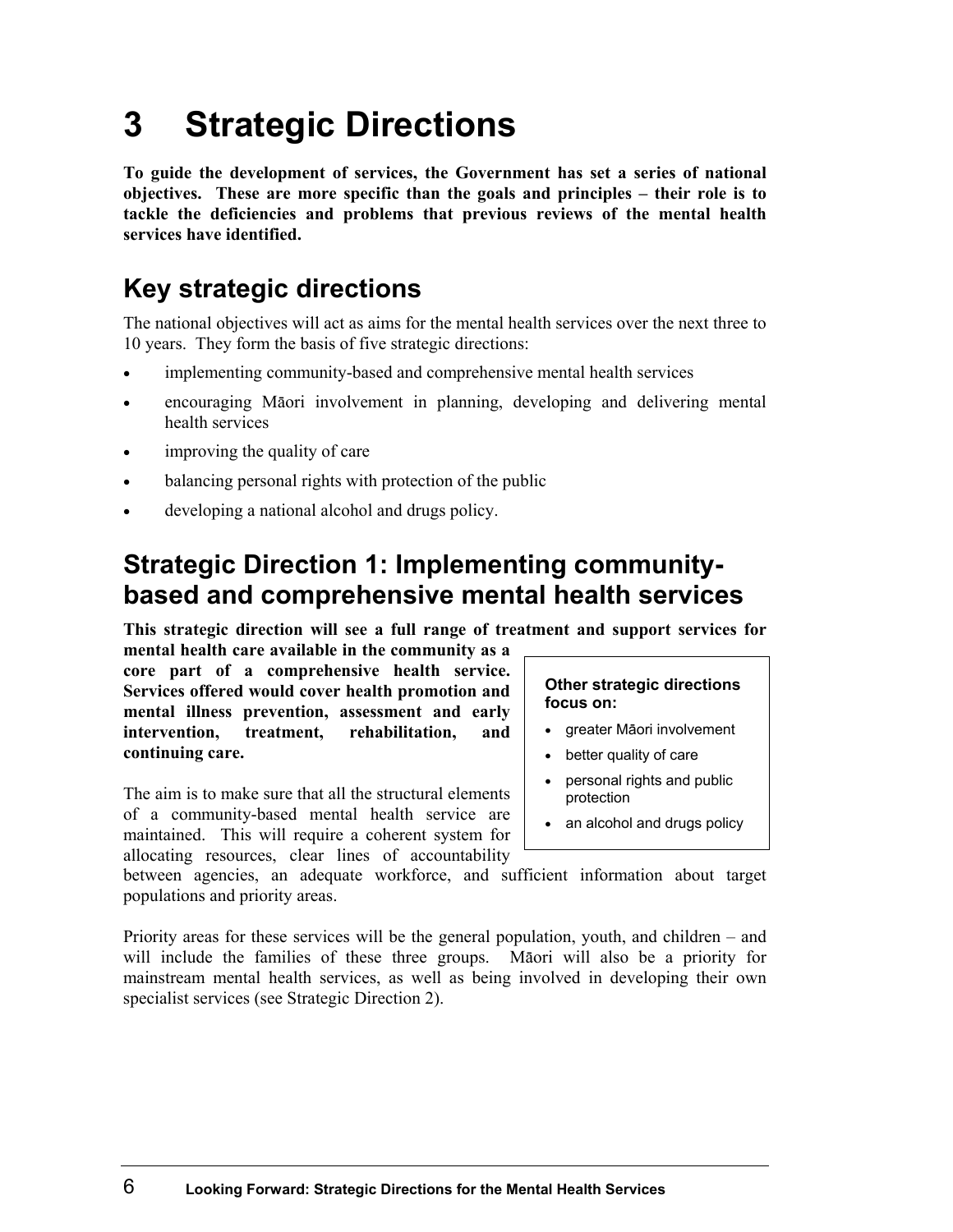# 3 Strategic Directions

**To guide the development of services, the Government has set a series of national objectives. These are more specific than the goals and principles – their role is to tackle the deficiencies and problems that previous reviews of the mental health services have identified.**

## Key strategic directions

The national objectives will act as aims for the mental health services over the next three to 10 years. They form the basis of five strategic directions:

- implementing community-based and comprehensive mental health services
- encouraging Māori involvement in planning, developing and delivering mental health services
- improving the quality of care
- balancing personal rights with protection of the public
- developing a national alcohol and drugs policy.

## Strategic Direction 1: Implementing community-based and comprehensive mental health services

**This strategic direction will see a full range of treatment and support services for mental health care available in the community as a core part of a comprehensive health service. Services offered would cover health promotion and mental illness prevention, assessment and early intervention, treatment, rehabilitation, and continuing care.**

> **Other strategic directions focus on:**
>
> - greater Māori involvement
> - better quality of care
> - personal rights and public protection
> - an alcohol and drugs policy

The aim is to make sure that all the structural elements of a community-based mental health service are maintained. This will require a coherent system for allocating resources, clear lines of accountability between agencies, an adequate workforce, and sufficient information about target populations and priority areas.

Priority areas for these services will be the general population, youth, and children – and will include the families of these three groups. Māori will also be a priority for mainstream mental health services, as well as being involved in developing their own specialist services (see Strategic Direction 2).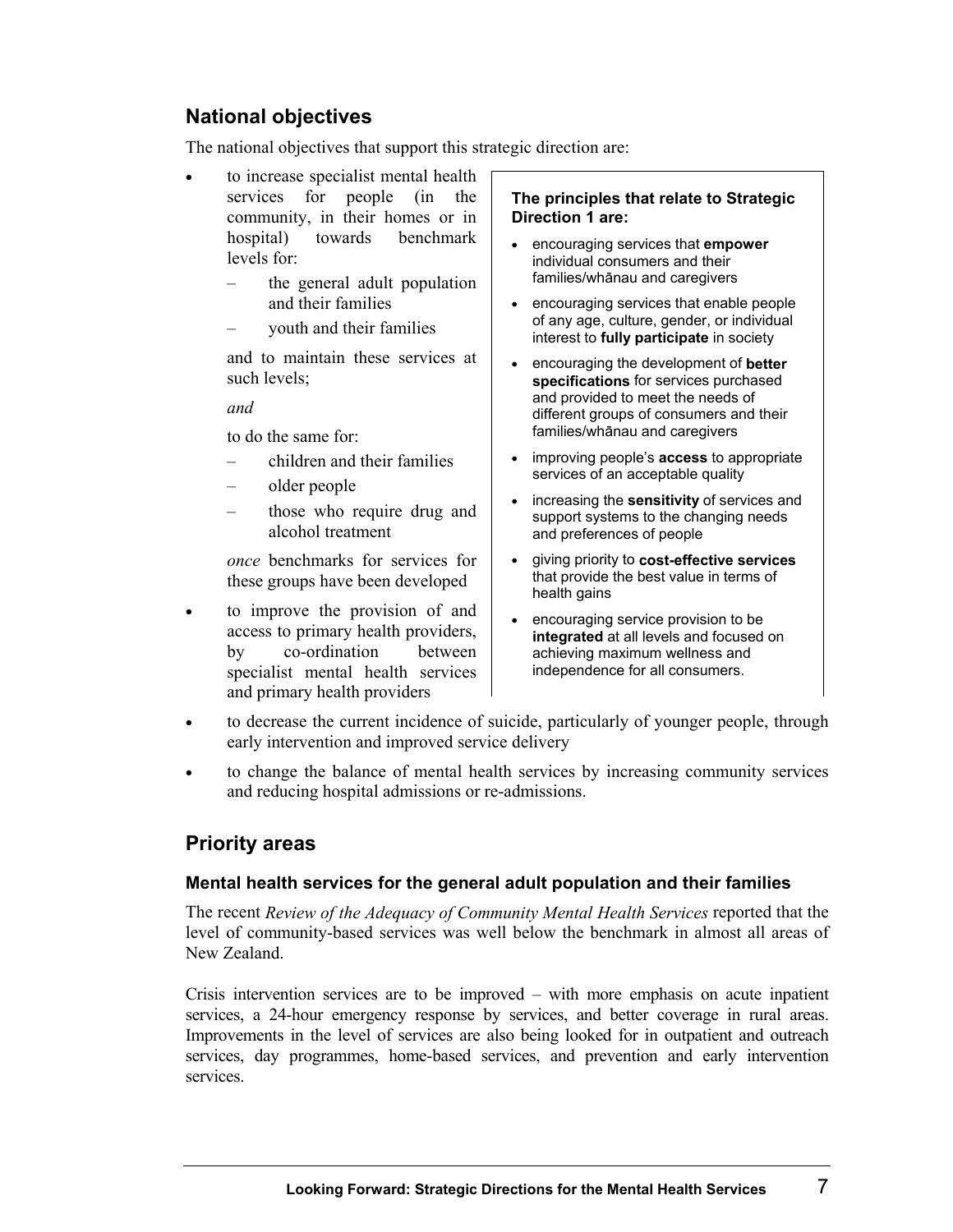## National objectives

The national objectives that support this strategic direction are:

- to increase specialist mental health services for people (in the community, in their homes or in hospital) towards benchmark levels for:
  - the general adult population and their families
  - youth and their families

  and to maintain these services at such levels;

  *and*

  to do the same for:
  - children and their families
  - older people
  - those who require drug and alcohol treatment

  *once* benchmarks for services for these groups have been developed
- to improve the provision of and access to primary health providers, by co-ordination between specialist mental health services and primary health providers
- to decrease the current incidence of suicide, particularly of younger people, through early intervention and improved service delivery
- to change the balance of mental health services by increasing community services and reducing hospital admissions or re-admissions.

**The principles that relate to Strategic Direction 1 are:**

- encouraging services that **empower** individual consumers and their families/whānau and caregivers
- encouraging services that enable people of any age, culture, gender, or individual interest to **fully participate** in society
- encouraging the development of **better specifications** for services purchased and provided to meet the needs of different groups of consumers and their families/whānau and caregivers
- improving people's **access** to appropriate services of an acceptable quality
- increasing the **sensitivity** of services and support systems to the changing needs and preferences of people
- giving priority to **cost-effective services** that provide the best value in terms of health gains
- encouraging service provision to be **integrated** at all levels and focused on achieving maximum wellness and independence for all consumers.

## Priority areas

### Mental health services for the general adult population and their families

The recent *Review of the Adequacy of Community Mental Health Services* reported that the level of community-based services was well below the benchmark in almost all areas of New Zealand.

Crisis intervention services are to be improved – with more emphasis on acute inpatient services, a 24-hour emergency response by services, and better coverage in rural areas. Improvements in the level of services are also being looked for in outpatient and outreach services, day programmes, home-based services, and prevention and early intervention services.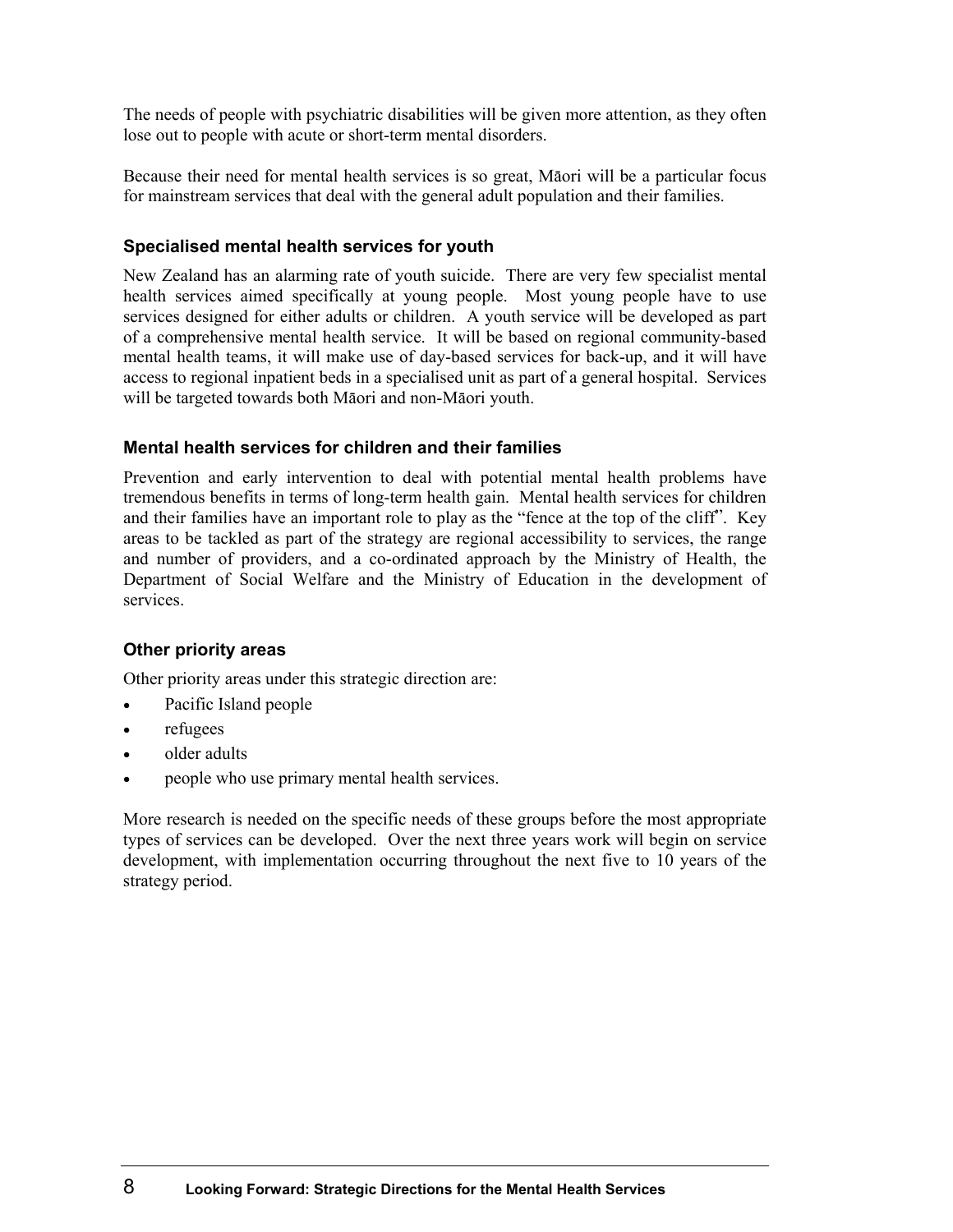The needs of people with psychiatric disabilities will be given more attention, as they often lose out to people with acute or short-term mental disorders.

Because their need for mental health services is so great, Māori will be a particular focus for mainstream services that deal with the general adult population and their families.

### Specialised mental health services for youth

New Zealand has an alarming rate of youth suicide. There are very few specialist mental health services aimed specifically at young people. Most young people have to use services designed for either adults or children. A youth service will be developed as part of a comprehensive mental health service. It will be based on regional community-based mental health teams, it will make use of day-based services for back-up, and it will have access to regional inpatient beds in a specialised unit as part of a general hospital. Services will be targeted towards both Māori and non-Māori youth.

### Mental health services for children and their families

Prevention and early intervention to deal with potential mental health problems have tremendous benefits in terms of long-term health gain. Mental health services for children and their families have an important role to play as the "fence at the top of the cliff". Key areas to be tackled as part of the strategy are regional accessibility to services, the range and number of providers, and a co-ordinated approach by the Ministry of Health, the Department of Social Welfare and the Ministry of Education in the development of services.

### Other priority areas

Other priority areas under this strategic direction are:

- Pacific Island people
- refugees
- older adults
- people who use primary mental health services.

More research is needed on the specific needs of these groups before the most appropriate types of services can be developed. Over the next three years work will begin on service development, with implementation occurring throughout the next five to 10 years of the strategy period.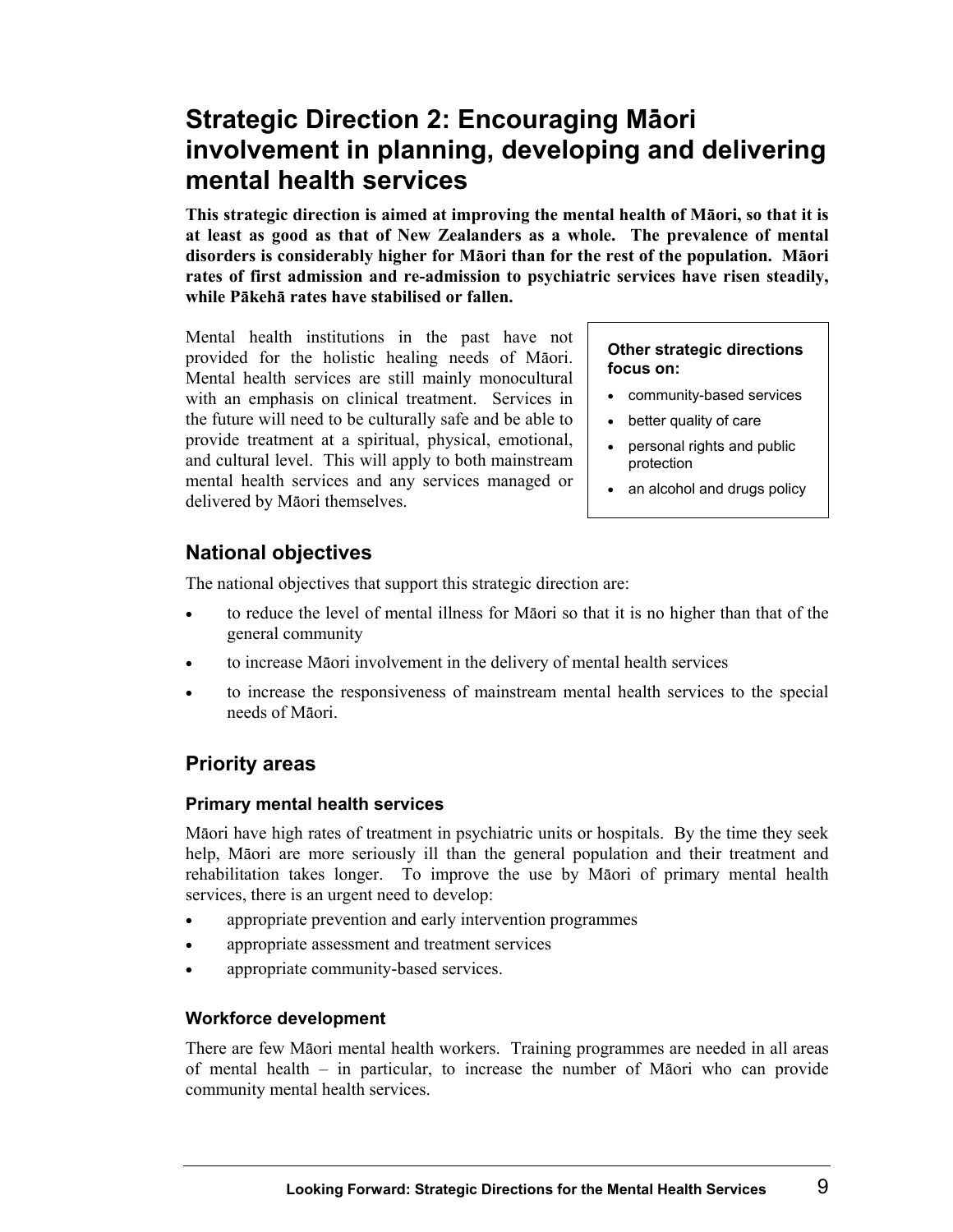# Strategic Direction 2: Encouraging Māori involvement in planning, developing and delivering mental health services

**This strategic direction is aimed at improving the mental health of Māori, so that it is at least as good as that of New Zealanders as a whole. The prevalence of mental disorders is considerably higher for Māori than for the rest of the population. Māori rates of first admission and re-admission to psychiatric services have risen steadily, while Pākehā rates have stabilised or fallen.**

Mental health institutions in the past have not provided for the holistic healing needs of Māori. Mental health services are still mainly monocultural with an emphasis on clinical treatment. Services in the future will need to be culturally safe and be able to provide treatment at a spiritual, physical, emotional, and cultural level. This will apply to both mainstream mental health services and any services managed or delivered by Māori themselves.

**Other strategic directions focus on:**

- community-based services
- better quality of care
- personal rights and public protection
- an alcohol and drugs policy

## National objectives

The national objectives that support this strategic direction are:

- to reduce the level of mental illness for Māori so that it is no higher than that of the general community
- to increase Māori involvement in the delivery of mental health services
- to increase the responsiveness of mainstream mental health services to the special needs of Māori.

## Priority areas

### Primary mental health services

Māori have high rates of treatment in psychiatric units or hospitals. By the time they seek help, Māori are more seriously ill than the general population and their treatment and rehabilitation takes longer. To improve the use by Māori of primary mental health services, there is an urgent need to develop:

- appropriate prevention and early intervention programmes
- appropriate assessment and treatment services
- appropriate community-based services.

### Workforce development

There are few Māori mental health workers. Training programmes are needed in all areas of mental health – in particular, to increase the number of Māori who can provide community mental health services.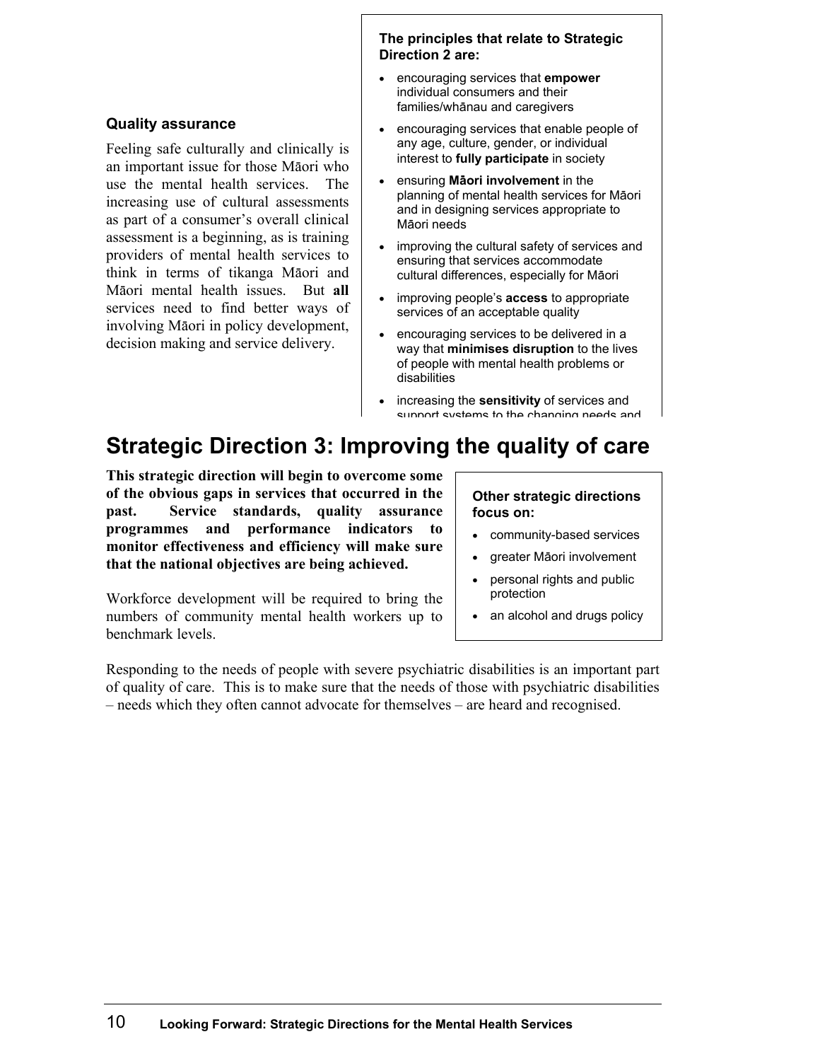### Quality assurance

Feeling safe culturally and clinically is an important issue for those Māori who use the mental health services. The increasing use of cultural assessments as part of a consumer's overall clinical assessment is a beginning, as is training providers of mental health services to think in terms of tikanga Māori and Māori mental health issues. But **all** services need to find better ways of involving Māori in policy development, decision making and service delivery.

**The principles that relate to Strategic Direction 2 are:**

- encouraging services that **empower** individual consumers and their families/whānau and caregivers
- encouraging services that enable people of any age, culture, gender, or individual interest to **fully participate** in society
- ensuring **Māori involvement** in the planning of mental health services for Māori and in designing services appropriate to Māori needs
- improving the cultural safety of services and ensuring that services accommodate cultural differences, especially for Māori
- improving people's **access** to appropriate services of an acceptable quality
- encouraging services to be delivered in a way that **minimises disruption** to the lives of people with mental health problems or disabilities
- increasing the **sensitivity** of services and support systems to the changing needs and

## Strategic Direction 3: Improving the quality of care

**This strategic direction will begin to overcome some of the obvious gaps in services that occurred in the past. Service standards, quality assurance programmes and performance indicators to monitor effectiveness and efficiency will make sure that the national objectives are being achieved.**

Workforce development will be required to bring the numbers of community mental health workers up to benchmark levels.

**Other strategic directions focus on:**

- community-based services
- greater Māori involvement
- personal rights and public protection
- an alcohol and drugs policy

Responding to the needs of people with severe psychiatric disabilities is an important part of quality of care. This is to make sure that the needs of those with psychiatric disabilities – needs which they often cannot advocate for themselves – are heard and recognised.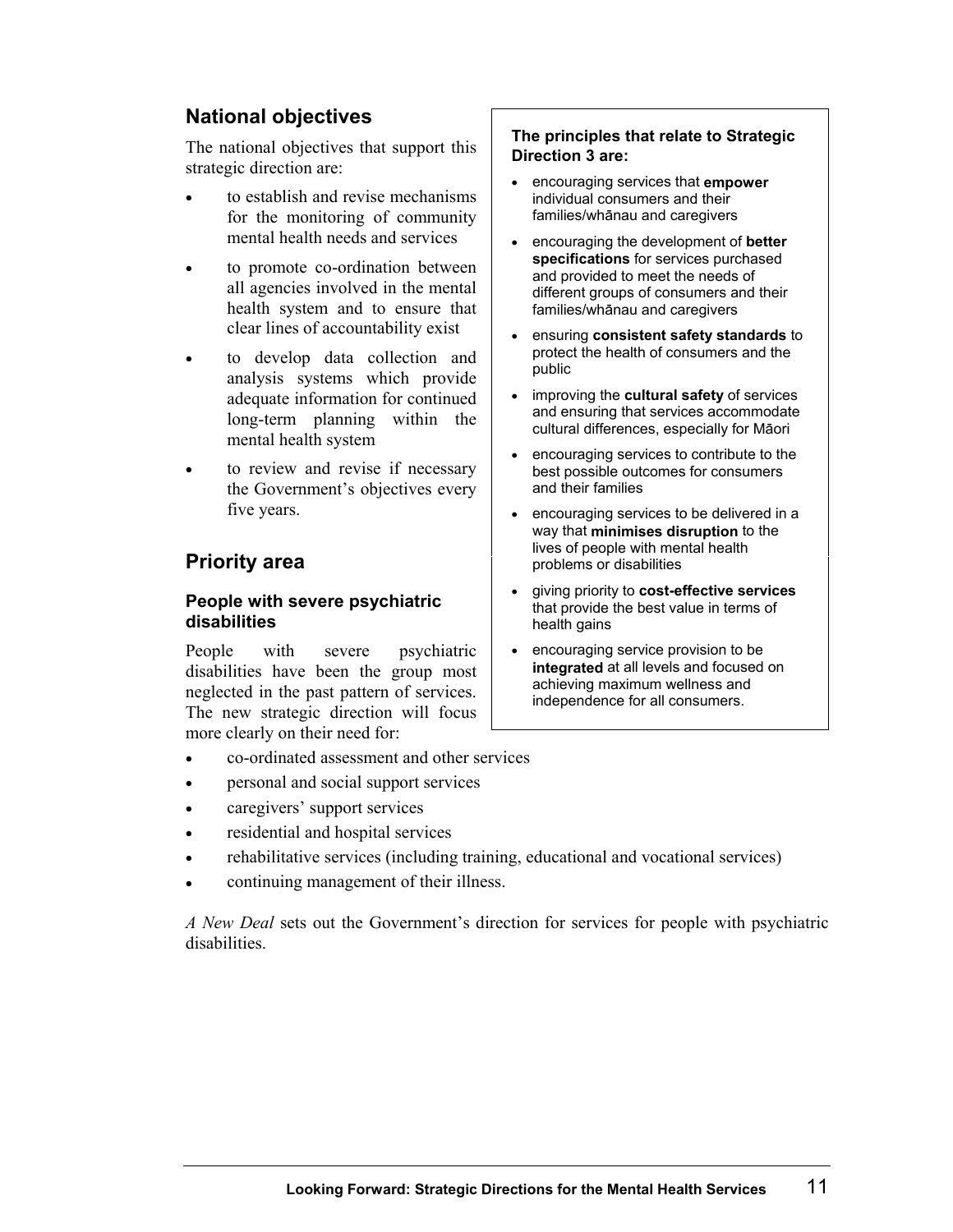## National objectives

The national objectives that support this strategic direction are:

- to establish and revise mechanisms for the monitoring of community mental health needs and services
- to promote co-ordination between all agencies involved in the mental health system and to ensure that clear lines of accountability exist
- to develop data collection and analysis systems which provide adequate information for continued long-term planning within the mental health system
- to review and revise if necessary the Government's objectives every five years.

**The principles that relate to Strategic Direction 3 are:**

- encouraging services that **empower** individual consumers and their families/whānau and caregivers
- encouraging the development of **better specifications** for services purchased and provided to meet the needs of different groups of consumers and their families/whānau and caregivers
- ensuring **consistent safety standards** to protect the health of consumers and the public
- improving the **cultural safety** of services and ensuring that services accommodate cultural differences, especially for Māori
- encouraging services to contribute to the best possible outcomes for consumers and their families
- encouraging services to be delivered in a way that **minimises disruption** to the lives of people with mental health problems or disabilities
- giving priority to **cost-effective services** that provide the best value in terms of health gains
- encouraging service provision to be **integrated** at all levels and focused on achieving maximum wellness and independence for all consumers.

## Priority area

### People with severe psychiatric disabilities

People with severe psychiatric disabilities have been the group most neglected in the past pattern of services. The new strategic direction will focus more clearly on their need for:

- co-ordinated assessment and other services
- personal and social support services
- caregivers' support services
- residential and hospital services
- rehabilitative services (including training, educational and vocational services)
- continuing management of their illness.

*A New Deal* sets out the Government's direction for services for people with psychiatric disabilities.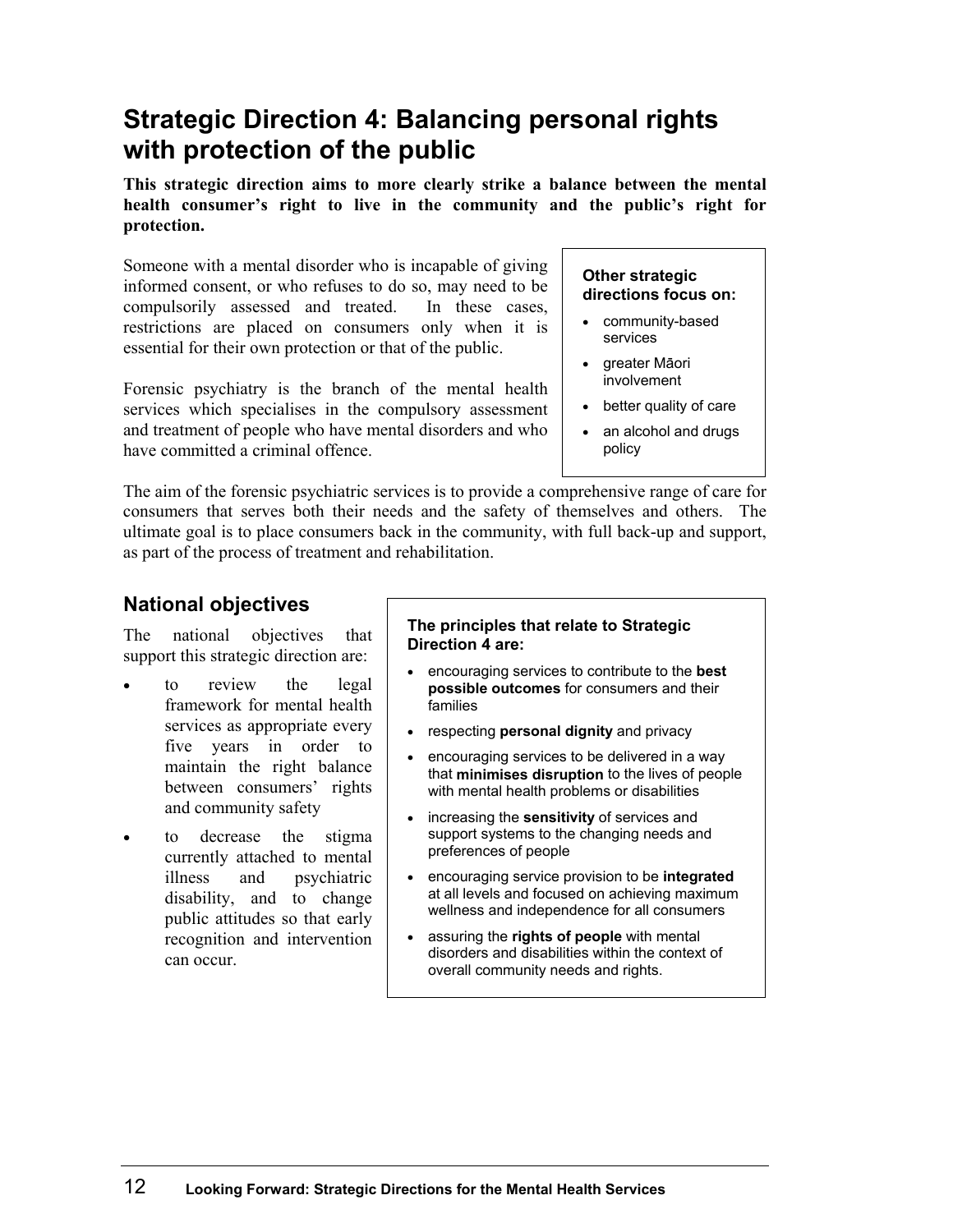# Strategic Direction 4: Balancing personal rights with protection of the public

**This strategic direction aims to more clearly strike a balance between the mental health consumer's right to live in the community and the public's right for protection.**

Someone with a mental disorder who is incapable of giving informed consent, or who refuses to do so, may need to be compulsorily assessed and treated. In these cases, restrictions are placed on consumers only when it is essential for their own protection or that of the public.

Forensic psychiatry is the branch of the mental health services which specialises in the compulsory assessment and treatment of people who have mental disorders and who have committed a criminal offence.

**Other strategic directions focus on:**

- community-based services
- greater Māori involvement
- better quality of care
- an alcohol and drugs policy

The aim of the forensic psychiatric services is to provide a comprehensive range of care for consumers that serves both their needs and the safety of themselves and others. The ultimate goal is to place consumers back in the community, with full back-up and support, as part of the process of treatment and rehabilitation.

## National objectives

The national objectives that support this strategic direction are:

- to review the legal framework for mental health services as appropriate every five years in order to maintain the right balance between consumers' rights and community safety
- to decrease the stigma currently attached to mental illness and psychiatric disability, and to change public attitudes so that early recognition and intervention can occur.

**The principles that relate to Strategic Direction 4 are:**

- encouraging services to contribute to the **best possible outcomes** for consumers and their families
- respecting **personal dignity** and privacy
- encouraging services to be delivered in a way that **minimises disruption** to the lives of people with mental health problems or disabilities
- increasing the **sensitivity** of services and support systems to the changing needs and preferences of people
- encouraging service provision to be **integrated** at all levels and focused on achieving maximum wellness and independence for all consumers
- assuring the **rights of people** with mental disorders and disabilities within the context of overall community needs and rights.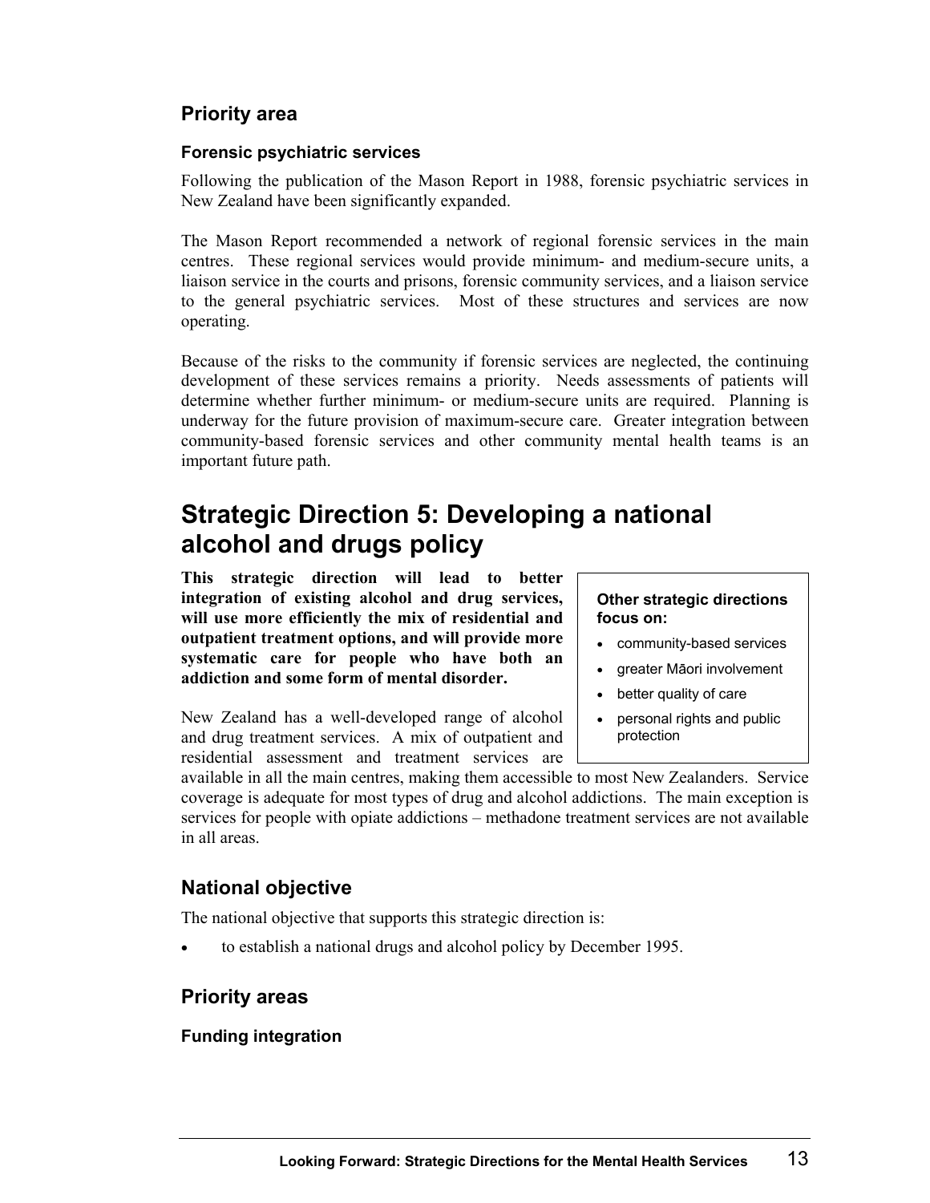## Priority area

### Forensic psychiatric services

Following the publication of the Mason Report in 1988, forensic psychiatric services in New Zealand have been significantly expanded.

The Mason Report recommended a network of regional forensic services in the main centres. These regional services would provide minimum- and medium-secure units, a liaison service in the courts and prisons, forensic community services, and a liaison service to the general psychiatric services. Most of these structures and services are now operating.

Because of the risks to the community if forensic services are neglected, the continuing development of these services remains a priority. Needs assessments of patients will determine whether further minimum- or medium-secure units are required. Planning is underway for the future provision of maximum-secure care. Greater integration between community-based forensic services and other community mental health teams is an important future path.

# Strategic Direction 5: Developing a national alcohol and drugs policy

**This strategic direction will lead to better integration of existing alcohol and drug services, will use more efficiently the mix of residential and outpatient treatment options, and will provide more systematic care for people who have both an addiction and some form of mental disorder.**

**Other strategic directions focus on:**

- community-based services
- greater Māori involvement
- better quality of care
- personal rights and public protection

New Zealand has a well-developed range of alcohol and drug treatment services. A mix of outpatient and residential assessment and treatment services are available in all the main centres, making them accessible to most New Zealanders. Service coverage is adequate for most types of drug and alcohol addictions. The main exception is services for people with opiate addictions – methadone treatment services are not available in all areas.

## National objective

The national objective that supports this strategic direction is:

- to establish a national drugs and alcohol policy by December 1995.

## Priority areas

### Funding integration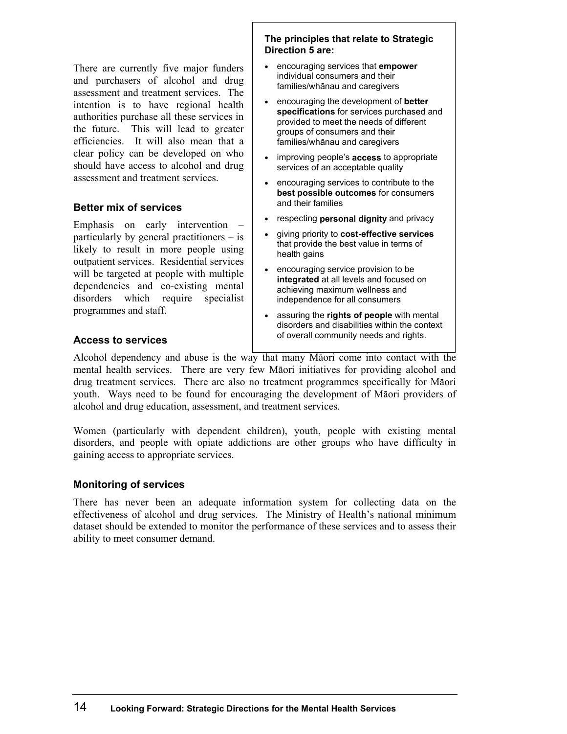There are currently five major funders and purchasers of alcohol and drug assessment and treatment services. The intention is to have regional health authorities purchase all these services in the future. This will lead to greater efficiencies. It will also mean that a clear policy can be developed on who should have access to alcohol and drug assessment and treatment services.

> **The principles that relate to Strategic Direction 5 are:**
>
> - encouraging services that **empower** individual consumers and their families/whānau and caregivers
> - encouraging the development of **better specifications** for services purchased and provided to meet the needs of different groups of consumers and their families/whānau and caregivers
> - improving people's **access** to appropriate services of an acceptable quality
> - encouraging services to contribute to the **best possible outcomes** for consumers and their families
> - respecting **personal dignity** and privacy
> - giving priority to **cost-effective services** that provide the best value in terms of health gains
> - encouraging service provision to be **integrated** at all levels and focused on achieving maximum wellness and independence for all consumers
> - assuring the **rights of people** with mental disorders and disabilities within the context of overall community needs and rights.

### Better mix of services

Emphasis on early intervention – particularly by general practitioners – is likely to result in more people using outpatient services. Residential services will be targeted at people with multiple dependencies and co-existing mental disorders which require specialist programmes and staff.

### Access to services

Alcohol dependency and abuse is the way that many Māori come into contact with the mental health services. There are very few Māori initiatives for providing alcohol and drug treatment services. There are also no treatment programmes specifically for Māori youth. Ways need to be found for encouraging the development of Māori providers of alcohol and drug education, assessment, and treatment services.

Women (particularly with dependent children), youth, people with existing mental disorders, and people with opiate addictions are other groups who have difficulty in gaining access to appropriate services.

### Monitoring of services

There has never been an adequate information system for collecting data on the effectiveness of alcohol and drug services. The Ministry of Health's national minimum dataset should be extended to monitor the performance of these services and to assess their ability to meet consumer demand.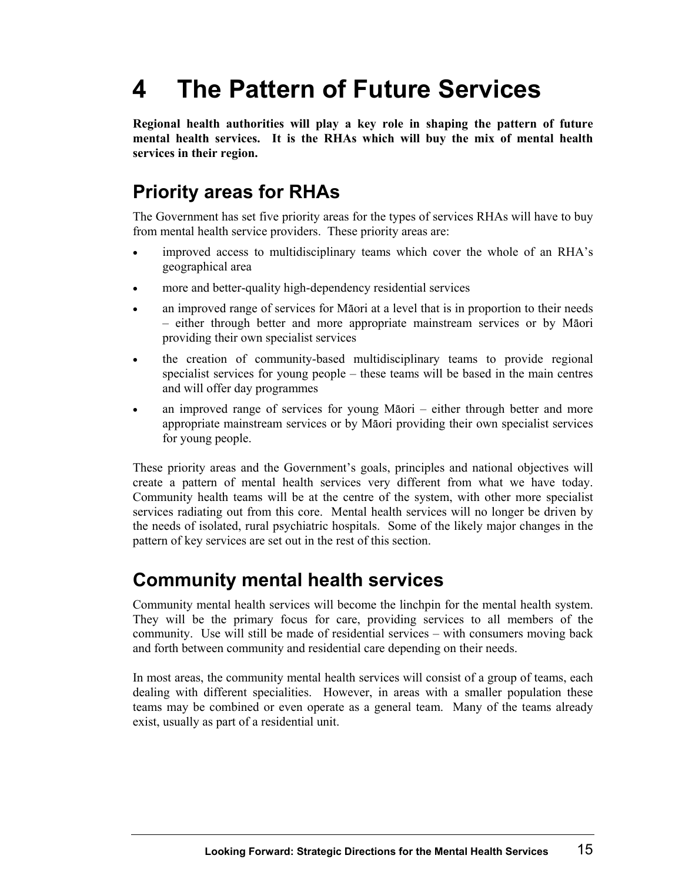# 4 The Pattern of Future Services

**Regional health authorities will play a key role in shaping the pattern of future mental health services. It is the RHAs which will buy the mix of mental health services in their region.**

## Priority areas for RHAs

The Government has set five priority areas for the types of services RHAs will have to buy from mental health service providers. These priority areas are:

- improved access to multidisciplinary teams which cover the whole of an RHA's geographical area
- more and better-quality high-dependency residential services
- an improved range of services for Māori at a level that is in proportion to their needs – either through better and more appropriate mainstream services or by Māori providing their own specialist services
- the creation of community-based multidisciplinary teams to provide regional specialist services for young people – these teams will be based in the main centres and will offer day programmes
- an improved range of services for young Māori – either through better and more appropriate mainstream services or by Māori providing their own specialist services for young people.

These priority areas and the Government's goals, principles and national objectives will create a pattern of mental health services very different from what we have today. Community health teams will be at the centre of the system, with other more specialist services radiating out from this core. Mental health services will no longer be driven by the needs of isolated, rural psychiatric hospitals. Some of the likely major changes in the pattern of key services are set out in the rest of this section.

## Community mental health services

Community mental health services will become the linchpin for the mental health system. They will be the primary focus for care, providing services to all members of the community. Use will still be made of residential services – with consumers moving back and forth between community and residential care depending on their needs.

In most areas, the community mental health services will consist of a group of teams, each dealing with different specialities. However, in areas with a smaller population these teams may be combined or even operate as a general team. Many of the teams already exist, usually as part of a residential unit.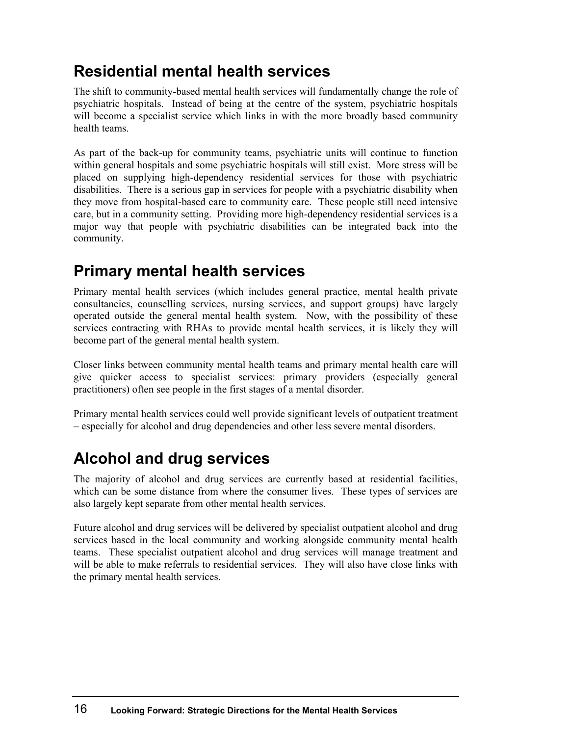## Residential mental health services

The shift to community-based mental health services will fundamentally change the role of psychiatric hospitals. Instead of being at the centre of the system, psychiatric hospitals will become a specialist service which links in with the more broadly based community health teams.

As part of the back-up for community teams, psychiatric units will continue to function within general hospitals and some psychiatric hospitals will still exist. More stress will be placed on supplying high-dependency residential services for those with psychiatric disabilities. There is a serious gap in services for people with a psychiatric disability when they move from hospital-based care to community care. These people still need intensive care, but in a community setting. Providing more high-dependency residential services is a major way that people with psychiatric disabilities can be integrated back into the community.

## Primary mental health services

Primary mental health services (which includes general practice, mental health private consultancies, counselling services, nursing services, and support groups) have largely operated outside the general mental health system. Now, with the possibility of these services contracting with RHAs to provide mental health services, it is likely they will become part of the general mental health system.

Closer links between community mental health teams and primary mental health care will give quicker access to specialist services: primary providers (especially general practitioners) often see people in the first stages of a mental disorder.

Primary mental health services could well provide significant levels of outpatient treatment – especially for alcohol and drug dependencies and other less severe mental disorders.

## Alcohol and drug services

The majority of alcohol and drug services are currently based at residential facilities, which can be some distance from where the consumer lives. These types of services are also largely kept separate from other mental health services.

Future alcohol and drug services will be delivered by specialist outpatient alcohol and drug services based in the local community and working alongside community mental health teams. These specialist outpatient alcohol and drug services will manage treatment and will be able to make referrals to residential services. They will also have close links with the primary mental health services.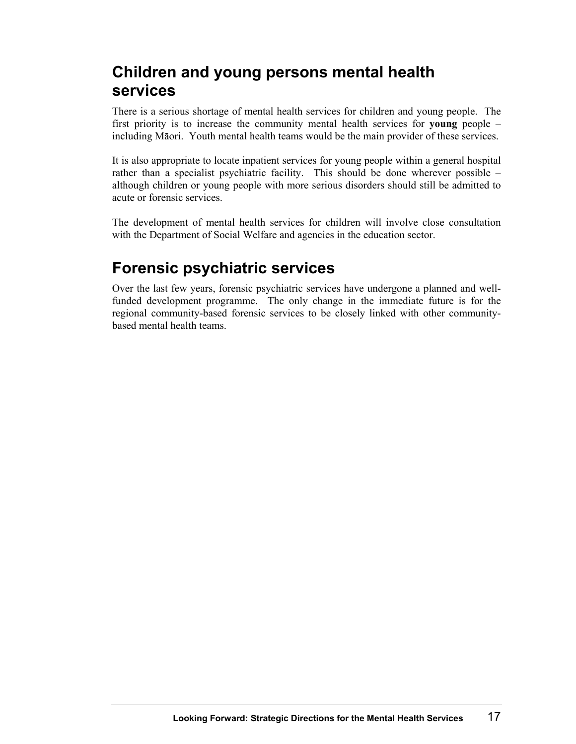## Children and young persons mental health services

There is a serious shortage of mental health services for children and young people. The first priority is to increase the community mental health services for **young** people – including Māori. Youth mental health teams would be the main provider of these services.

It is also appropriate to locate inpatient services for young people within a general hospital rather than a specialist psychiatric facility. This should be done wherever possible – although children or young people with more serious disorders should still be admitted to acute or forensic services.

The development of mental health services for children will involve close consultation with the Department of Social Welfare and agencies in the education sector.

## Forensic psychiatric services

Over the last few years, forensic psychiatric services have undergone a planned and well-funded development programme. The only change in the immediate future is for the regional community-based forensic services to be closely linked with other community-based mental health teams.